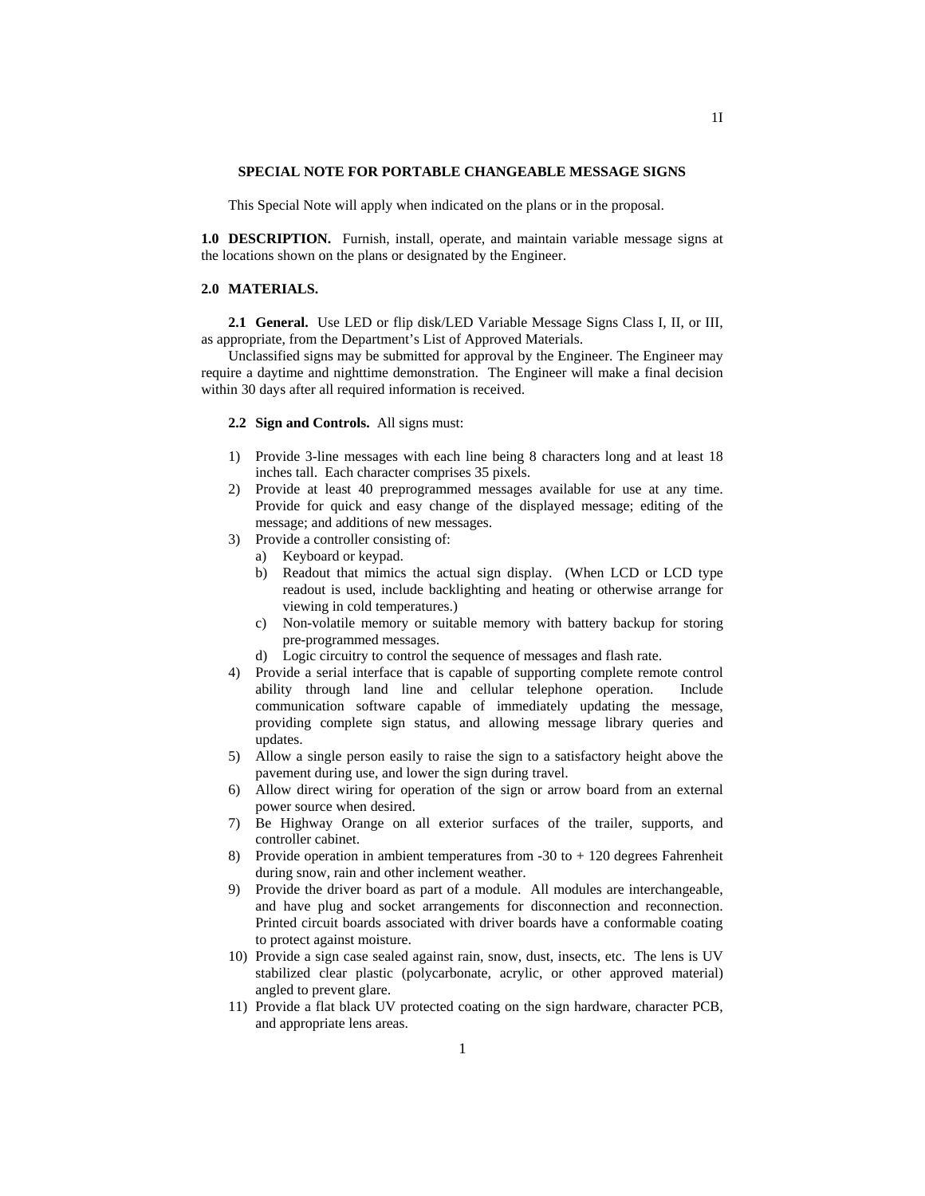## SPECIAL NOTE FOR PORTABLE CHANGEABLE MESSAGE SIGNS

This Special Note will apply when indicated on the plans or in the proposal.

**1.0 DESCRIPTION.** Furnish, install, operate, and maintain variable message signs at the locations shown on the plans or designated by the Engineer.

**2.0 MATERIALS.**

**2.1 General.** Use LED or flip disk/LED Variable Message Signs Class I, II, or III, as appropriate, from the Department's List of Approved Materials.

Unclassified signs may be submitted for approval by the Engineer. The Engineer may require a daytime and nighttime demonstration. The Engineer will make a final decision within 30 days after all required information is received.

**2.2 Sign and Controls.** All signs must:

1) Provide 3-line messages with each line being 8 characters long and at least 18 inches tall. Each character comprises 35 pixels.
2) Provide at least 40 preprogrammed messages available for use at any time. Provide for quick and easy change of the displayed message; editing of the message; and additions of new messages.
3) Provide a controller consisting of:
   a) Keyboard or keypad.
   b) Readout that mimics the actual sign display. (When LCD or LCD type readout is used, include backlighting and heating or otherwise arrange for viewing in cold temperatures.)
   c) Non-volatile memory or suitable memory with battery backup for storing pre-programmed messages.
   d) Logic circuitry to control the sequence of messages and flash rate.
4) Provide a serial interface that is capable of supporting complete remote control ability through land line and cellular telephone operation. Include communication software capable of immediately updating the message, providing complete sign status, and allowing message library queries and updates.
5) Allow a single person easily to raise the sign to a satisfactory height above the pavement during use, and lower the sign during travel.
6) Allow direct wiring for operation of the sign or arrow board from an external power source when desired.
7) Be Highway Orange on all exterior surfaces of the trailer, supports, and controller cabinet.
8) Provide operation in ambient temperatures from -30 to + 120 degrees Fahrenheit during snow, rain and other inclement weather.
9) Provide the driver board as part of a module. All modules are interchangeable, and have plug and socket arrangements for disconnection and reconnection. Printed circuit boards associated with driver boards have a conformable coating to protect against moisture.
10) Provide a sign case sealed against rain, snow, dust, insects, etc. The lens is UV stabilized clear plastic (polycarbonate, acrylic, or other approved material) angled to prevent glare.
11) Provide a flat black UV protected coating on the sign hardware, character PCB, and appropriate lens areas.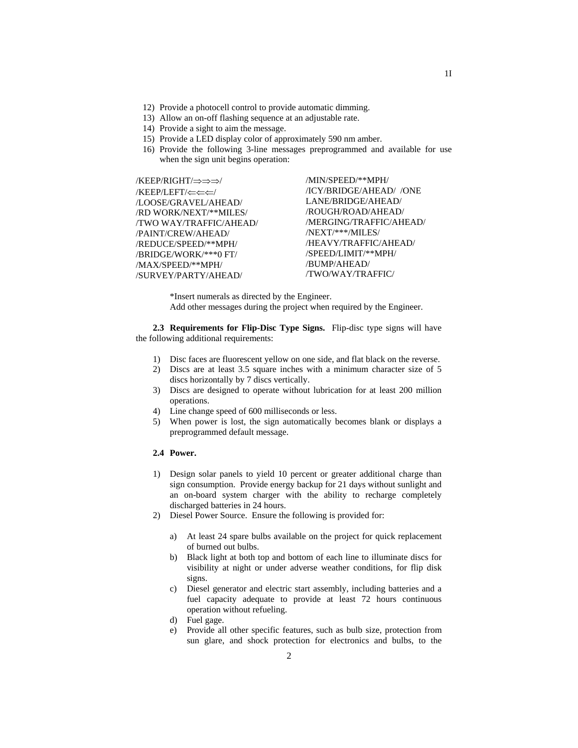12) Provide a photocell control to provide automatic dimming.
13) Allow an on-off flashing sequence at an adjustable rate.
14) Provide a sight to aim the message.
15) Provide a LED display color of approximately 590 nm amber.
16) Provide the following 3-line messages preprogrammed and available for use when the sign unit begins operation:

| | |
|---|---|
| /KEEP/RIGHT/⇒⇒⇒/ | /MIN/SPEED/**MPH/ |
| /KEEP/LEFT/⇐⇐⇐/ | /ICY/BRIDGE/AHEAD/ /ONE LANE/BRIDGE/AHEAD/ |
| /LOOSE/GRAVEL/AHEAD/ | /ROUGH/ROAD/AHEAD/ |
| /RD WORK/NEXT/**MILES/ | /MERGING/TRAFFIC/AHEAD/ |
| /TWO WAY/TRAFFIC/AHEAD/ | /NEXT/***/MILES/ |
| /PAINT/CREW/AHEAD/ | /HEAVY/TRAFFIC/AHEAD/ |
| /REDUCE/SPEED/**MPH/ | /SPEED/LIMIT/**MPH/ |
| /BRIDGE/WORK/***0 FT/ | /BUMP/AHEAD/ |
| /MAX/SPEED/**MPH/ | /TWO/WAY/TRAFFIC/ |
| /SURVEY/PARTY/AHEAD/ | |

*Insert numerals as directed by the Engineer.
Add other messages during the project when required by the Engineer.

**2.3 Requirements for Flip-Disc Type Signs.** Flip-disc type signs will have the following additional requirements:

1) Disc faces are fluorescent yellow on one side, and flat black on the reverse.
2) Discs are at least 3.5 square inches with a minimum character size of 5 discs horizontally by 7 discs vertically.
3) Discs are designed to operate without lubrication for at least 200 million operations.
4) Line change speed of 600 milliseconds or less.
5) When power is lost, the sign automatically becomes blank or displays a preprogrammed default message.

**2.4 Power.**

1) Design solar panels to yield 10 percent or greater additional charge than sign consumption. Provide energy backup for 21 days without sunlight and an on-board system charger with the ability to recharge completely discharged batteries in 24 hours.
2) Diesel Power Source. Ensure the following is provided for:

    a) At least 24 spare bulbs available on the project for quick replacement of burned out bulbs.
    b) Black light at both top and bottom of each line to illuminate discs for visibility at night or under adverse weather conditions, for flip disk signs.
    c) Diesel generator and electric start assembly, including batteries and a fuel capacity adequate to provide at least 72 hours continuous operation without refueling.
    d) Fuel gage.
    e) Provide all other specific features, such as bulb size, protection from sun glare, and shock protection for electronics and bulbs, to the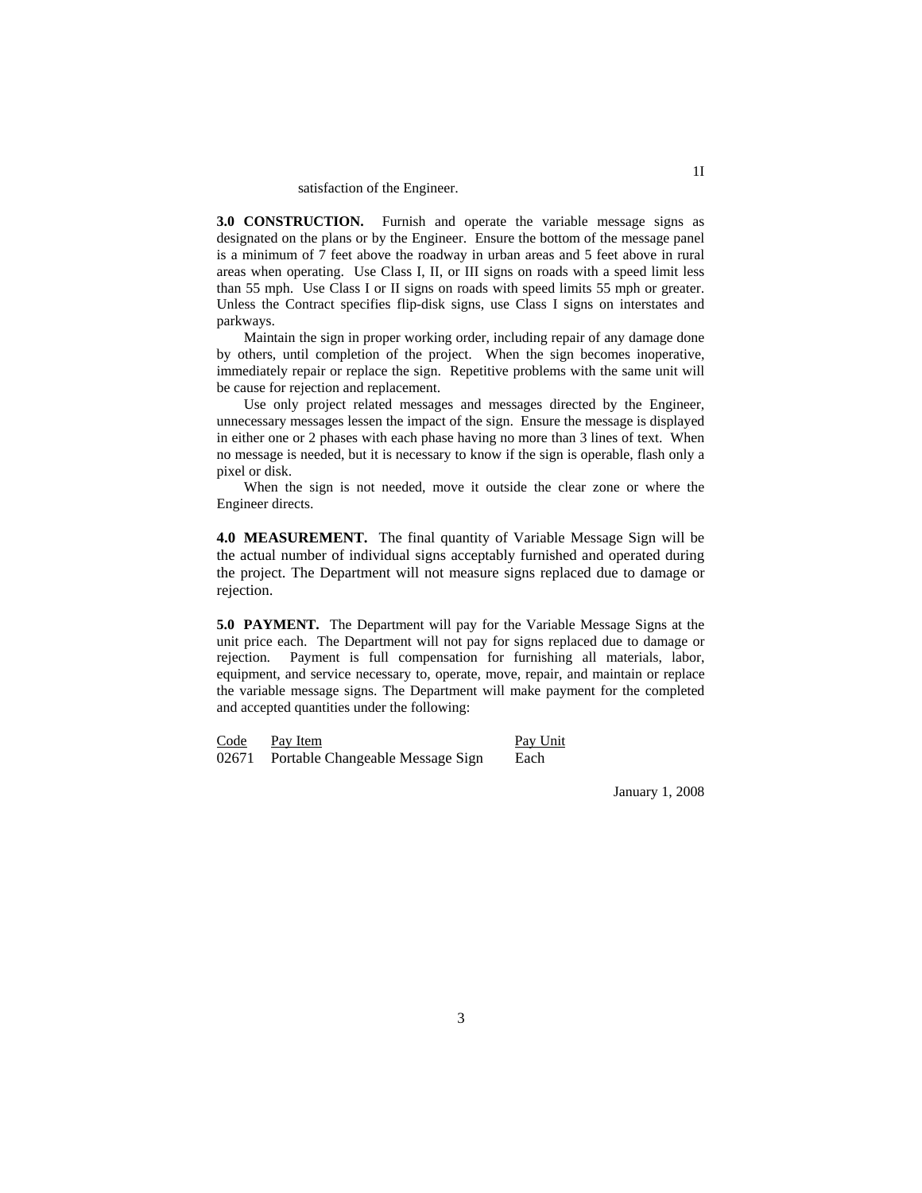satisfaction of the Engineer.

**3.0 CONSTRUCTION.** Furnish and operate the variable message signs as designated on the plans or by the Engineer. Ensure the bottom of the message panel is a minimum of 7 feet above the roadway in urban areas and 5 feet above in rural areas when operating. Use Class I, II, or III signs on roads with a speed limit less than 55 mph. Use Class I or II signs on roads with speed limits 55 mph or greater. Unless the Contract specifies flip-disk signs, use Class I signs on interstates and parkways.

Maintain the sign in proper working order, including repair of any damage done by others, until completion of the project. When the sign becomes inoperative, immediately repair or replace the sign. Repetitive problems with the same unit will be cause for rejection and replacement.

Use only project related messages and messages directed by the Engineer, unnecessary messages lessen the impact of the sign. Ensure the message is displayed in either one or 2 phases with each phase having no more than 3 lines of text. When no message is needed, but it is necessary to know if the sign is operable, flash only a pixel or disk.

When the sign is not needed, move it outside the clear zone or where the Engineer directs.

**4.0 MEASUREMENT.** The final quantity of Variable Message Sign will be the actual number of individual signs acceptably furnished and operated during the project. The Department will not measure signs replaced due to damage or rejection.

**5.0 PAYMENT.** The Department will pay for the Variable Message Signs at the unit price each. The Department will not pay for signs replaced due to damage or rejection. Payment is full compensation for furnishing all materials, labor, equipment, and service necessary to, operate, move, repair, and maintain or replace the variable message signs. The Department will make payment for the completed and accepted quantities under the following:

| Code | Pay Item | Pay Unit |
|---|---|---|
| 02671 | Portable Changeable Message Sign | Each |

January 1, 2008